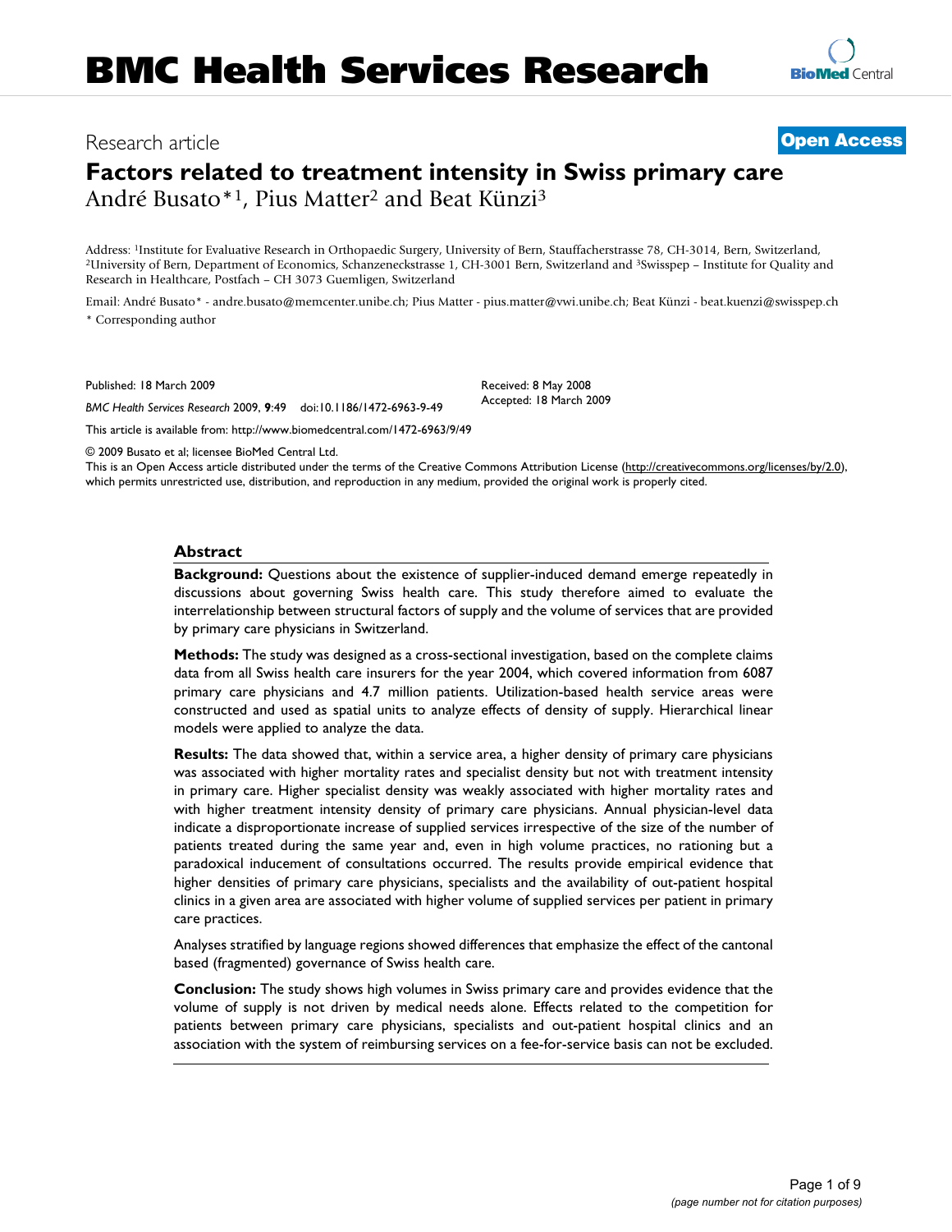# BMC Health Services Research

Research article

**Open Access**

# Factors related to treatment intensity in Swiss primary care

André Busato*[1], Pius Matter[2] and Beat Künzi[3]

Address: [1]Institute for Evaluative Research in Orthopaedic Surgery, University of Bern, Stauffacherstrasse 78, CH-3014, Bern, Switzerland, [2]University of Bern, Department of Economics, Schanzeneckstrasse 1, CH-3001 Bern, Switzerland and [3]Swisspep – Institute for Quality and Research in Healthcare, Postfach – CH 3073 Guemligen, Switzerland

Email: André Busato* - andre.busato@memcenter.unibe.ch; Pius Matter - pius.matter@vwi.unibe.ch; Beat Künzi - beat.kuenzi@swisspep.ch

* Corresponding author

Published: 18 March 2009

*BMC Health Services Research* 2009, **9**:49 doi:10.1186/1472-6963-9-49

Received: 8 May 2008
Accepted: 18 March 2009

This article is available from: http://www.biomedcentral.com/1472-6963/9/49

© 2009 Busato et al; licensee BioMed Central Ltd.
This is an Open Access article distributed under the terms of the Creative Commons Attribution License (http://creativecommons.org/licenses/by/2.0), which permits unrestricted use, distribution, and reproduction in any medium, provided the original work is properly cited.

## Abstract

**Background:** Questions about the existence of supplier-induced demand emerge repeatedly in discussions about governing Swiss health care. This study therefore aimed to evaluate the interrelationship between structural factors of supply and the volume of services that are provided by primary care physicians in Switzerland.

**Methods:** The study was designed as a cross-sectional investigation, based on the complete claims data from all Swiss health care insurers for the year 2004, which covered information from 6087 primary care physicians and 4.7 million patients. Utilization-based health service areas were constructed and used as spatial units to analyze effects of density of supply. Hierarchical linear models were applied to analyze the data.

**Results:** The data showed that, within a service area, a higher density of primary care physicians was associated with higher mortality rates and specialist density but not with treatment intensity in primary care. Higher specialist density was weakly associated with higher mortality rates and with higher treatment intensity density of primary care physicians. Annual physician-level data indicate a disproportionate increase of supplied services irrespective of the size of the number of patients treated during the same year and, even in high volume practices, no rationing but a paradoxical inducement of consultations occurred. The results provide empirical evidence that higher densities of primary care physicians, specialists and the availability of out-patient hospital clinics in a given area are associated with higher volume of supplied services per patient in primary care practices.

Analyses stratified by language regions showed differences that emphasize the effect of the cantonal based (fragmented) governance of Swiss health care.

**Conclusion:** The study shows high volumes in Swiss primary care and provides evidence that the volume of supply is not driven by medical needs alone. Effects related to the competition for patients between primary care physicians, specialists and out-patient hospital clinics and an association with the system of reimbursing services on a fee-for-service basis can not be excluded.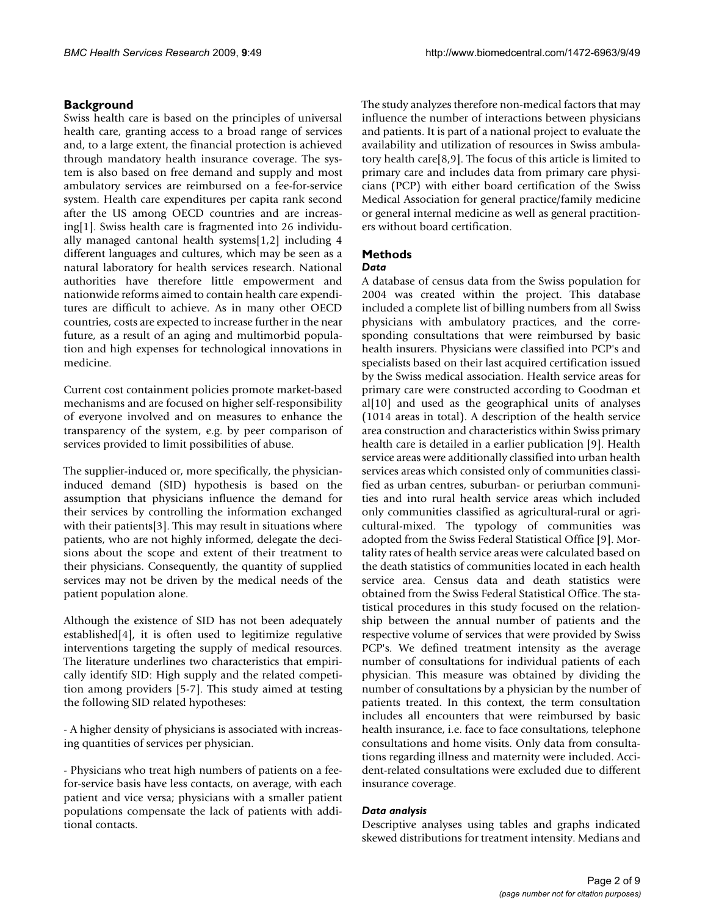## Background

Swiss health care is based on the principles of universal health care, granting access to a broad range of services and, to a large extent, the financial protection is achieved through mandatory health insurance coverage. The system is also based on free demand and supply and most ambulatory services are reimbursed on a fee-for-service system. Health care expenditures per capita rank second after the US among OECD countries and are increasing[1]. Swiss health care is fragmented into 26 individually managed cantonal health systems[1,2] including 4 different languages and cultures, which may be seen as a natural laboratory for health services research. National authorities have therefore little empowerment and nationwide reforms aimed to contain health care expenditures are difficult to achieve. As in many other OECD countries, costs are expected to increase further in the near future, as a result of an aging and multimorbid population and high expenses for technological innovations in medicine.

Current cost containment policies promote market-based mechanisms and are focused on higher self-responsibility of everyone involved and on measures to enhance the transparency of the system, e.g. by peer comparison of services provided to limit possibilities of abuse.

The supplier-induced or, more specifically, the physician-induced demand (SID) hypothesis is based on the assumption that physicians influence the demand for their services by controlling the information exchanged with their patients[3]. This may result in situations where patients, who are not highly informed, delegate the decisions about the scope and extent of their treatment to their physicians. Consequently, the quantity of supplied services may not be driven by the medical needs of the patient population alone.

Although the existence of SID has not been adequately established[4], it is often used to legitimize regulative interventions targeting the supply of medical resources. The literature underlines two characteristics that empirically identify SID: High supply and the related competition among providers [5-7]. This study aimed at testing the following SID related hypotheses:

- A higher density of physicians is associated with increasing quantities of services per physician.

- Physicians who treat high numbers of patients on a fee-for-service basis have less contacts, on average, with each patient and vice versa; physicians with a smaller patient populations compensate the lack of patients with additional contacts.

The study analyzes therefore non-medical factors that may influence the number of interactions between physicians and patients. It is part of a national project to evaluate the availability and utilization of resources in Swiss ambulatory health care[8,9]. The focus of this article is limited to primary care and includes data from primary care physicians (PCP) with either board certification of the Swiss Medical Association for general practice/family medicine or general internal medicine as well as general practitioners without board certification.

## Methods

### *Data*

A database of census data from the Swiss population for 2004 was created within the project. This database included a complete list of billing numbers from all Swiss physicians with ambulatory practices, and the corresponding consultations that were reimbursed by basic health insurers. Physicians were classified into PCP's and specialists based on their last acquired certification issued by the Swiss medical association. Health service areas for primary care were constructed according to Goodman et al[10] and used as the geographical units of analyses (1014 areas in total). A description of the health service area construction and characteristics within Swiss primary health care is detailed in a earlier publication [9]. Health service areas were additionally classified into urban health services areas which consisted only of communities classified as urban centres, suburban- or periurban communities and into rural health service areas which included only communities classified as agricultural-rural or agricultural-mixed. The typology of communities was adopted from the Swiss Federal Statistical Office [9]. Mortality rates of health service areas were calculated based on the death statistics of communities located in each health service area. Census data and death statistics were obtained from the Swiss Federal Statistical Office. The statistical procedures in this study focused on the relationship between the annual number of patients and the respective volume of services that were provided by Swiss PCP's. We defined treatment intensity as the average number of consultations for individual patients of each physician. This measure was obtained by dividing the number of consultations by a physician by the number of patients treated. In this context, the term consultation includes all encounters that were reimbursed by basic health insurance, i.e. face to face consultations, telephone consultations and home visits. Only data from consultations regarding illness and maternity were included. Accident-related consultations were excluded due to different insurance coverage.

### *Data analysis*

Descriptive analyses using tables and graphs indicated skewed distributions for treatment intensity. Medians and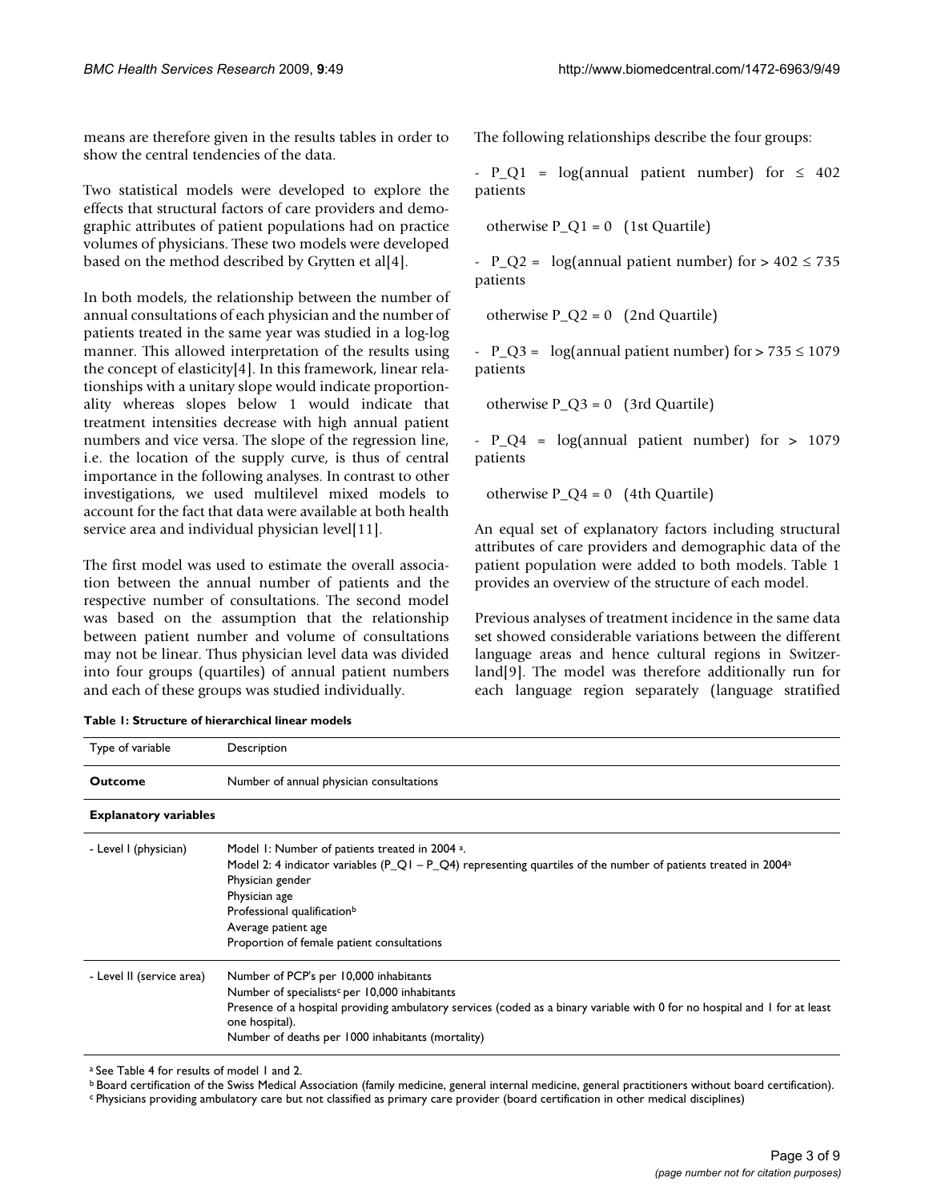means are therefore given in the results tables in order to show the central tendencies of the data.

Two statistical models were developed to explore the effects that structural factors of care providers and demographic attributes of patient populations had on practice volumes of physicians. These two models were developed based on the method described by Grytten et al[4].

In both models, the relationship between the number of annual consultations of each physician and the number of patients treated in the same year was studied in a log-log manner. This allowed interpretation of the results using the concept of elasticity[4]. In this framework, linear relationships with a unitary slope would indicate proportionality whereas slopes below 1 would indicate that treatment intensities decrease with high annual patient numbers and vice versa. The slope of the regression line, i.e. the location of the supply curve, is thus of central importance in the following analyses. In contrast to other investigations, we used multilevel mixed models to account for the fact that data were available at both health service area and individual physician level[11].

The first model was used to estimate the overall association between the annual number of patients and the respective number of consultations. The second model was based on the assumption that the relationship between patient number and volume of consultations may not be linear. Thus physician level data was divided into four groups (quartiles) of annual patient numbers and each of these groups was studied individually.

The following relationships describe the four groups:

- $P\_Q1$ = log(annual patient number) for $\leq 402$ patients

  otherwise $P\_Q1 = 0$ (1st Quartile)

- $P\_Q2$ = log(annual patient number) for $> 402 \leq 735$ patients

  otherwise $P\_Q2 = 0$ (2nd Quartile)

- $P\_Q3$ = log(annual patient number) for $> 735 \leq 1079$ patients

  otherwise $P\_Q3 = 0$ (3rd Quartile)

- $P\_Q4$ = log(annual patient number) for $> 1079$ patients

  otherwise $P\_Q4 = 0$ (4th Quartile)

An equal set of explanatory factors including structural attributes of care providers and demographic data of the patient population were added to both models. Table 1 provides an overview of the structure of each model.

Previous analyses of treatment incidence in the same data set showed considerable variations between the different language areas and hence cultural regions in Switzerland[9]. The model was therefore additionally run for each language region separately (language stratified

**Table 1: Structure of hierarchical linear models**

| Type of variable | Description |
|---|---|
| **Outcome** | Number of annual physician consultations |
| **Explanatory variables** | |
| - Level I (physician) | Model 1: Number of patients treated in 2004 [a].<br>Model 2: 4 indicator variables (P_Q1 – P_Q4) representing quartiles of the number of patients treated in 2004[a]<br>Physician gender<br>Physician age<br>Professional qualification[b]<br>Average patient age<br>Proportion of female patient consultations |
| - Level II (service area) | Number of PCP's per 10,000 inhabitants<br>Number of specialists[c] per 10,000 inhabitants<br>Presence of a hospital providing ambulatory services (coded as a binary variable with 0 for no hospital and 1 for at least one hospital).<br>Number of deaths per 1000 inhabitants (mortality) |

[a] See Table 4 for results of model 1 and 2.
[b] Board certification of the Swiss Medical Association (family medicine, general internal medicine, general practitioners without board certification).
[c] Physicians providing ambulatory care but not classified as primary care provider (board certification in other medical disciplines)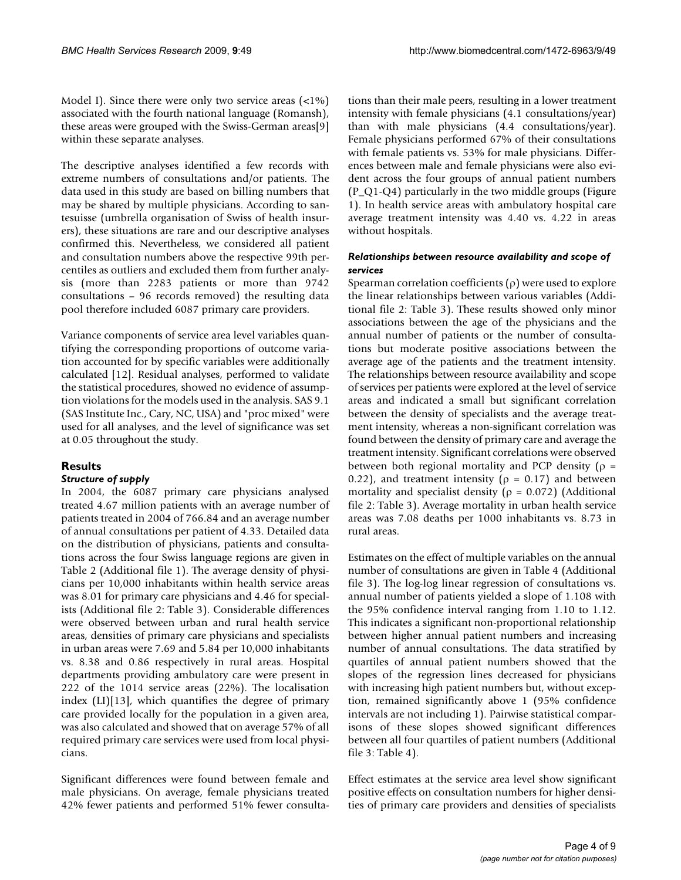Model I). Since there were only two service areas (<1%) associated with the fourth national language (Romansh), these areas were grouped with the Swiss-German areas[9] within these separate analyses.

The descriptive analyses identified a few records with extreme numbers of consultations and/or patients. The data used in this study are based on billing numbers that may be shared by multiple physicians. According to santesuisse (umbrella organisation of Swiss of health insurers), these situations are rare and our descriptive analyses confirmed this. Nevertheless, we considered all patient and consultation numbers above the respective 99th percentiles as outliers and excluded them from further analysis (more than 2283 patients or more than 9742 consultations – 96 records removed) the resulting data pool therefore included 6087 primary care providers.

Variance components of service area level variables quantifying the corresponding proportions of outcome variation accounted for by specific variables were additionally calculated [12]. Residual analyses, performed to validate the statistical procedures, showed no evidence of assumption violations for the models used in the analysis. SAS 9.1 (SAS Institute Inc., Cary, NC, USA) and "proc mixed" were used for all analyses, and the level of significance was set at 0.05 throughout the study.

## Results

### *Structure of supply*

In 2004, the 6087 primary care physicians analysed treated 4.67 million patients with an average number of patients treated in 2004 of 766.84 and an average number of annual consultations per patient of 4.33. Detailed data on the distribution of physicians, patients and consultations across the four Swiss language regions are given in Table 2 (Additional file 1). The average density of physicians per 10,000 inhabitants within health service areas was 8.01 for primary care physicians and 4.46 for specialists (Additional file 2: Table 3). Considerable differences were observed between urban and rural health service areas, densities of primary care physicians and specialists in urban areas were 7.69 and 5.84 per 10,000 inhabitants vs. 8.38 and 0.86 respectively in rural areas. Hospital departments providing ambulatory care were present in 222 of the 1014 service areas (22%). The localisation index (LI)[13], which quantifies the degree of primary care provided locally for the population in a given area, was also calculated and showed that on average 57% of all required primary care services were used from local physicians.

Significant differences were found between female and male physicians. On average, female physicians treated 42% fewer patients and performed 51% fewer consultations than their male peers, resulting in a lower treatment intensity with female physicians (4.1 consultations/year) than with male physicians (4.4 consultations/year). Female physicians performed 67% of their consultations with female patients vs. 53% for male physicians. Differences between male and female physicians were also evident across the four groups of annual patient numbers (P_Q1-Q4) particularly in the two middle groups (Figure 1). In health service areas with ambulatory hospital care average treatment intensity was 4.40 vs. 4.22 in areas without hospitals.

### *Relationships between resource availability and scope of services*

Spearman correlation coefficients ($\rho$) were used to explore the linear relationships between various variables (Additional file 2: Table 3). These results showed only minor associations between the age of the physicians and the annual number of patients or the number of consultations but moderate positive associations between the average age of the patients and the treatment intensity. The relationships between resource availability and scope of services per patients were explored at the level of service areas and indicated a small but significant correlation between the density of specialists and the average treatment intensity, whereas a non-significant correlation was found between the density of primary care and average the treatment intensity. Significant correlations were observed between both regional mortality and PCP density ($\rho$ = 0.22), and treatment intensity ($\rho$ = 0.17) and between mortality and specialist density ($\rho$ = 0.072) (Additional file 2: Table 3). Average mortality in urban health service areas was 7.08 deaths per 1000 inhabitants vs. 8.73 in rural areas.

Estimates on the effect of multiple variables on the annual number of consultations are given in Table 4 (Additional file 3). The log-log linear regression of consultations vs. annual number of patients yielded a slope of 1.108 with the 95% confidence interval ranging from 1.10 to 1.12. This indicates a significant non-proportional relationship between higher annual patient numbers and increasing number of annual consultations. The data stratified by quartiles of annual patient numbers showed that the slopes of the regression lines decreased for physicians with increasing high patient numbers but, without exception, remained significantly above 1 (95% confidence intervals are not including 1). Pairwise statistical comparisons of these slopes showed significant differences between all four quartiles of patient numbers (Additional file 3: Table 4).

Effect estimates at the service area level show significant positive effects on consultation numbers for higher densities of primary care providers and densities of specialists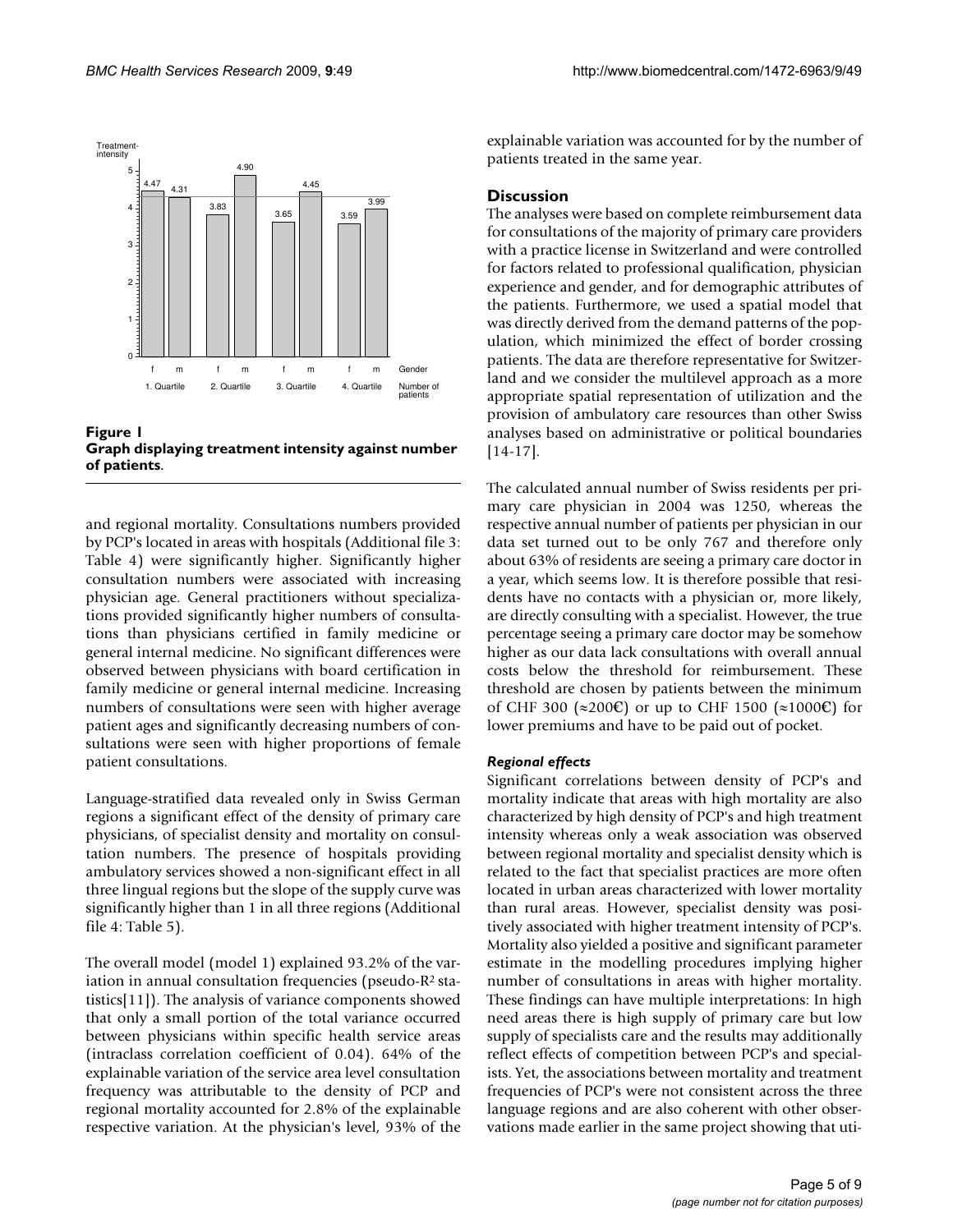**Figure 1**
**Graph displaying treatment intensity against number of patients.**

and regional mortality. Consultations numbers provided by PCP's located in areas with hospitals (Additional file 3: Table 4) were significantly higher. Significantly higher consultation numbers were associated with increasing physician age. General practitioners without specializations provided significantly higher numbers of consultations than physicians certified in family medicine or general internal medicine. No significant differences were observed between physicians with board certification in family medicine or general internal medicine. Increasing numbers of consultations were seen with higher average patient ages and significantly decreasing numbers of consultations were seen with higher proportions of female patient consultations.

Language-stratified data revealed only in Swiss German regions a significant effect of the density of primary care physicians, of specialist density and mortality on consultation numbers. The presence of hospitals providing ambulatory services showed a non-significant effect in all three lingual regions but the slope of the supply curve was significantly higher than 1 in all three regions (Additional file 4: Table 5).

The overall model (model 1) explained 93.2% of the variation in annual consultation frequencies (pseudo-$R^2$ statistics[11]). The analysis of variance components showed that only a small portion of the total variance occurred between physicians within specific health service areas (intraclass correlation coefficient of 0.04). 64% of the explainable variation of the service area level consultation frequency was attributable to the density of PCP and regional mortality accounted for 2.8% of the explainable respective variation. At the physician's level, 93% of the explainable variation was accounted for by the number of patients treated in the same year.

## Discussion

The analyses were based on complete reimbursement data for consultations of the majority of primary care providers with a practice license in Switzerland and were controlled for factors related to professional qualification, physician experience and gender, and for demographic attributes of the patients. Furthermore, we used a spatial model that was directly derived from the demand patterns of the population, which minimized the effect of border crossing patients. The data are therefore representative for Switzerland and we consider the multilevel approach as a more appropriate spatial representation of utilization and the provision of ambulatory care resources than other Swiss analyses based on administrative or political boundaries [14-17].

The calculated annual number of Swiss residents per primary care physician in 2004 was 1250, whereas the respective annual number of patients per physician in our data set turned out to be only 767 and therefore only about 63% of residents are seeing a primary care doctor in a year, which seems low. It is therefore possible that residents have no contacts with a physician or, more likely, are directly consulting with a specialist. However, the true percentage seeing a primary care doctor may be somehow higher as our data lack consultations with overall annual costs below the threshold for reimbursement. These threshold are chosen by patients between the minimum of CHF 300 (≈200€) or up to CHF 1500 (≈1000€) for lower premiums and have to be paid out of pocket.

### *Regional effects*

Significant correlations between density of PCP's and mortality indicate that areas with high mortality are also characterized by high density of PCP's and high treatment intensity whereas only a weak association was observed between regional mortality and specialist density which is related to the fact that specialist practices are more often located in urban areas characterized with lower mortality than rural areas. However, specialist density was positively associated with higher treatment intensity of PCP's. Mortality also yielded a positive and significant parameter estimate in the modelling procedures implying higher number of consultations in areas with higher mortality. These findings can have multiple interpretations: In high need areas there is high supply of primary care but low supply of specialists care and the results may additionally reflect effects of competition between PCP's and specialists. Yet, the associations between mortality and treatment frequencies of PCP's were not consistent across the three language regions and are also coherent with other observations made earlier in the same project showing that uti-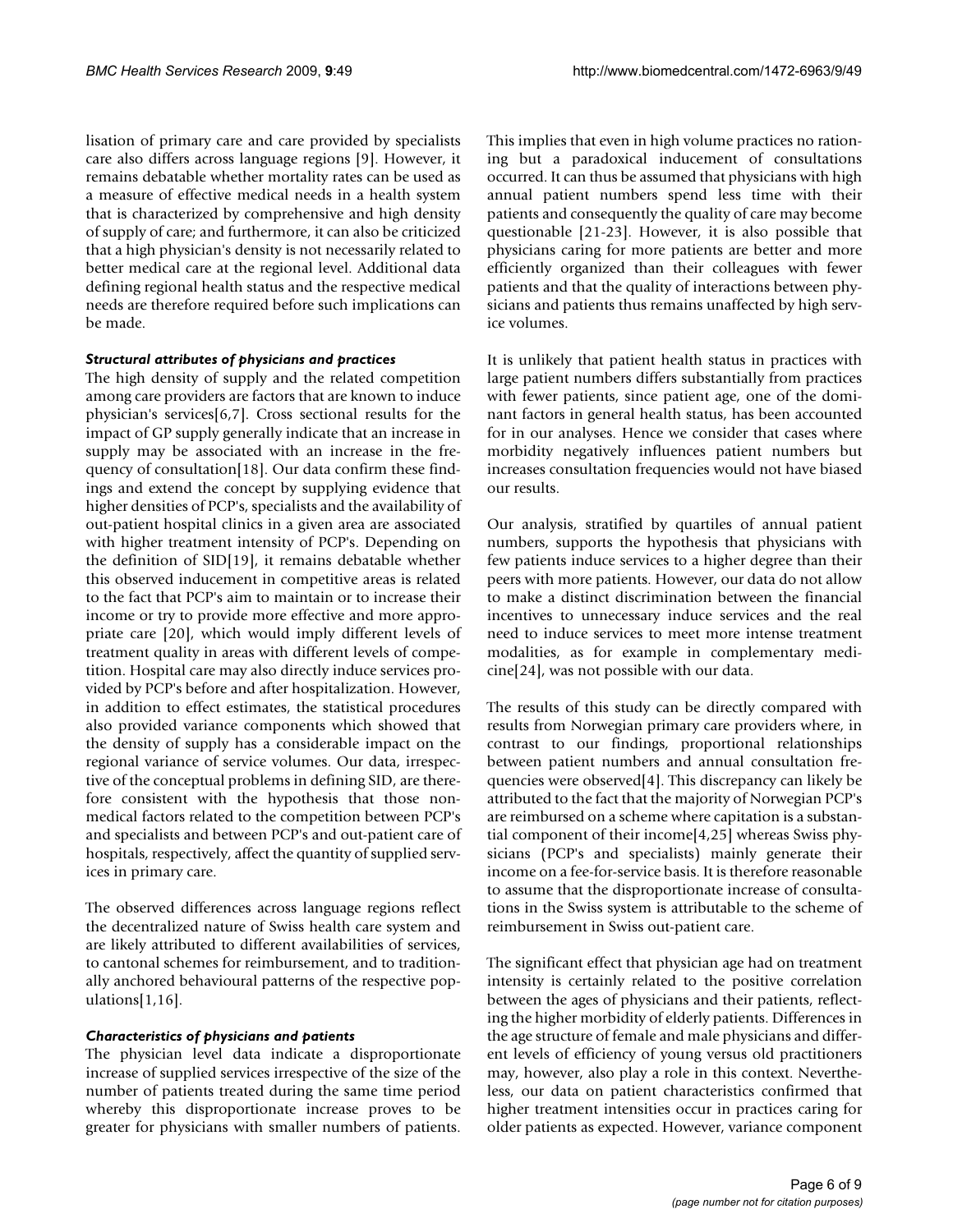lisation of primary care and care provided by specialists care also differs across language regions [9]. However, it remains debatable whether mortality rates can be used as a measure of effective medical needs in a health system that is characterized by comprehensive and high density of supply of care; and furthermore, it can also be criticized that a high physician's density is not necessarily related to better medical care at the regional level. Additional data defining regional health status and the respective medical needs are therefore required before such implications can be made.

### *Structural attributes of physicians and practices*

The high density of supply and the related competition among care providers are factors that are known to induce physician's services[6,7]. Cross sectional results for the impact of GP supply generally indicate that an increase in supply may be associated with an increase in the frequency of consultation[18]. Our data confirm these findings and extend the concept by supplying evidence that higher densities of PCP's, specialists and the availability of out-patient hospital clinics in a given area are associated with higher treatment intensity of PCP's. Depending on the definition of SID[19], it remains debatable whether this observed inducement in competitive areas is related to the fact that PCP's aim to maintain or to increase their income or try to provide more effective and more appropriate care [20], which would imply different levels of treatment quality in areas with different levels of competition. Hospital care may also directly induce services provided by PCP's before and after hospitalization. However, in addition to effect estimates, the statistical procedures also provided variance components which showed that the density of supply has a considerable impact on the regional variance of service volumes. Our data, irrespective of the conceptual problems in defining SID, are therefore consistent with the hypothesis that those non-medical factors related to the competition between PCP's and specialists and between PCP's and out-patient care of hospitals, respectively, affect the quantity of supplied services in primary care.

The observed differences across language regions reflect the decentralized nature of Swiss health care system and are likely attributed to different availabilities of services, to cantonal schemes for reimbursement, and to traditionally anchored behavioural patterns of the respective populations[1,16].

### *Characteristics of physicians and patients*

The physician level data indicate a disproportionate increase of supplied services irrespective of the size of the number of patients treated during the same time period whereby this disproportionate increase proves to be greater for physicians with smaller numbers of patients. This implies that even in high volume practices no rationing but a paradoxical inducement of consultations occurred. It can thus be assumed that physicians with high annual patient numbers spend less time with their patients and consequently the quality of care may become questionable [21-23]. However, it is also possible that physicians caring for more patients are better and more efficiently organized than their colleagues with fewer patients and that the quality of interactions between physicians and patients thus remains unaffected by high service volumes.

It is unlikely that patient health status in practices with large patient numbers differs substantially from practices with fewer patients, since patient age, one of the dominant factors in general health status, has been accounted for in our analyses. Hence we consider that cases where morbidity negatively influences patient numbers but increases consultation frequencies would not have biased our results.

Our analysis, stratified by quartiles of annual patient numbers, supports the hypothesis that physicians with few patients induce services to a higher degree than their peers with more patients. However, our data do not allow to make a distinct discrimination between the financial incentives to unnecessary induce services and the real need to induce services to meet more intense treatment modalities, as for example in complementary medicine[24], was not possible with our data.

The results of this study can be directly compared with results from Norwegian primary care providers where, in contrast to our findings, proportional relationships between patient numbers and annual consultation frequencies were observed[4]. This discrepancy can likely be attributed to the fact that the majority of Norwegian PCP's are reimbursed on a scheme where capitation is a substantial component of their income[4,25] whereas Swiss physicians (PCP's and specialists) mainly generate their income on a fee-for-service basis. It is therefore reasonable to assume that the disproportionate increase of consultations in the Swiss system is attributable to the scheme of reimbursement in Swiss out-patient care.

The significant effect that physician age had on treatment intensity is certainly related to the positive correlation between the ages of physicians and their patients, reflecting the higher morbidity of elderly patients. Differences in the age structure of female and male physicians and different levels of efficiency of young versus old practitioners may, however, also play a role in this context. Nevertheless, our data on patient characteristics confirmed that higher treatment intensities occur in practices caring for older patients as expected. However, variance component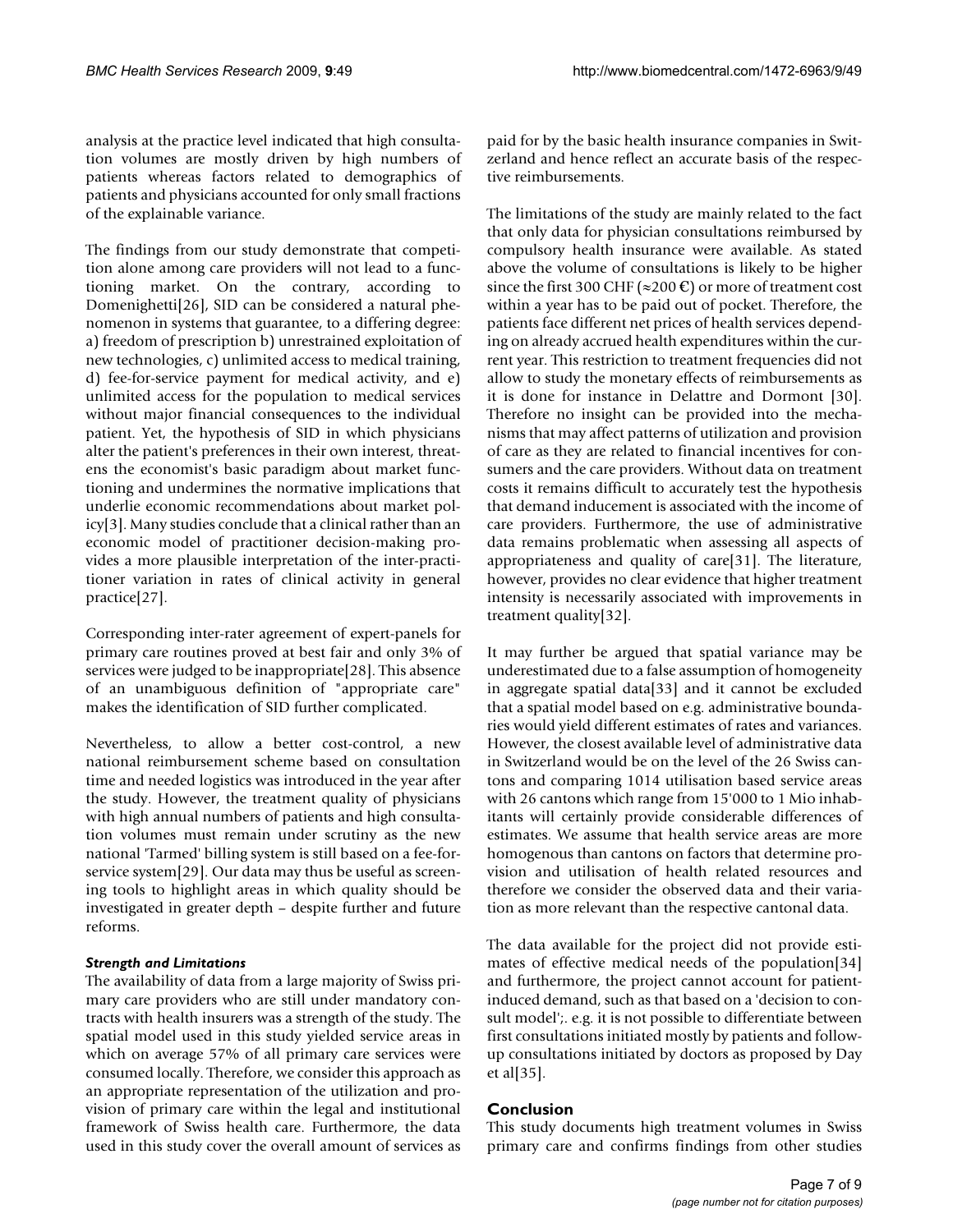analysis at the practice level indicated that high consultation volumes are mostly driven by high numbers of patients whereas factors related to demographics of patients and physicians accounted for only small fractions of the explainable variance.

The findings from our study demonstrate that competition alone among care providers will not lead to a functioning market. On the contrary, according to Domenighetti[26], SID can be considered a natural phenomenon in systems that guarantee, to a differing degree: a) freedom of prescription b) unrestrained exploitation of new technologies, c) unlimited access to medical training, d) fee-for-service payment for medical activity, and e) unlimited access for the population to medical services without major financial consequences to the individual patient. Yet, the hypothesis of SID in which physicians alter the patient's preferences in their own interest, threatens the economist's basic paradigm about market functioning and undermines the normative implications that underlie economic recommendations about market policy[3]. Many studies conclude that a clinical rather than an economic model of practitioner decision-making provides a more plausible interpretation of the inter-practitioner variation in rates of clinical activity in general practice[27].

Corresponding inter-rater agreement of expert-panels for primary care routines proved at best fair and only 3% of services were judged to be inappropriate[28]. This absence of an unambiguous definition of "appropriate care" makes the identification of SID further complicated.

Nevertheless, to allow a better cost-control, a new national reimbursement scheme based on consultation time and needed logistics was introduced in the year after the study. However, the treatment quality of physicians with high annual numbers of patients and high consultation volumes must remain under scrutiny as the new national 'Tarmed' billing system is still based on a fee-for-service system[29]. Our data may thus be useful as screening tools to highlight areas in which quality should be investigated in greater depth – despite further and future reforms.

### *Strength and Limitations*

The availability of data from a large majority of Swiss primary care providers who are still under mandatory contracts with health insurers was a strength of the study. The spatial model used in this study yielded service areas in which on average 57% of all primary care services were consumed locally. Therefore, we consider this approach as an appropriate representation of the utilization and provision of primary care within the legal and institutional framework of Swiss health care. Furthermore, the data used in this study cover the overall amount of services as paid for by the basic health insurance companies in Switzerland and hence reflect an accurate basis of the respective reimbursements.

The limitations of the study are mainly related to the fact that only data for physician consultations reimbursed by compulsory health insurance were available. As stated above the volume of consultations is likely to be higher since the first 300 CHF (≈200 €) or more of treatment cost within a year has to be paid out of pocket. Therefore, the patients face different net prices of health services depending on already accrued health expenditures within the current year. This restriction to treatment frequencies did not allow to study the monetary effects of reimbursements as it is done for instance in Delattre and Dormont [30]. Therefore no insight can be provided into the mechanisms that may affect patterns of utilization and provision of care as they are related to financial incentives for consumers and the care providers. Without data on treatment costs it remains difficult to accurately test the hypothesis that demand inducement is associated with the income of care providers. Furthermore, the use of administrative data remains problematic when assessing all aspects of appropriateness and quality of care[31]. The literature, however, provides no clear evidence that higher treatment intensity is necessarily associated with improvements in treatment quality[32].

It may further be argued that spatial variance may be underestimated due to a false assumption of homogeneity in aggregate spatial data[33] and it cannot be excluded that a spatial model based on e.g. administrative boundaries would yield different estimates of rates and variances. However, the closest available level of administrative data in Switzerland would be on the level of the 26 Swiss cantons and comparing 1014 utilisation based service areas with 26 cantons which range from 15'000 to 1 Mio inhabitants will certainly provide considerable differences of estimates. We assume that health service areas are more homogenous than cantons on factors that determine provision and utilisation of health related resources and therefore we consider the observed data and their variation as more relevant than the respective cantonal data.

The data available for the project did not provide estimates of effective medical needs of the population[34] and furthermore, the project cannot account for patient-induced demand, such as that based on a 'decision to consult model';. e.g. it is not possible to differentiate between first consultations initiated mostly by patients and follow-up consultations initiated by doctors as proposed by Day et al[35].

## Conclusion

This study documents high treatment volumes in Swiss primary care and confirms findings from other studies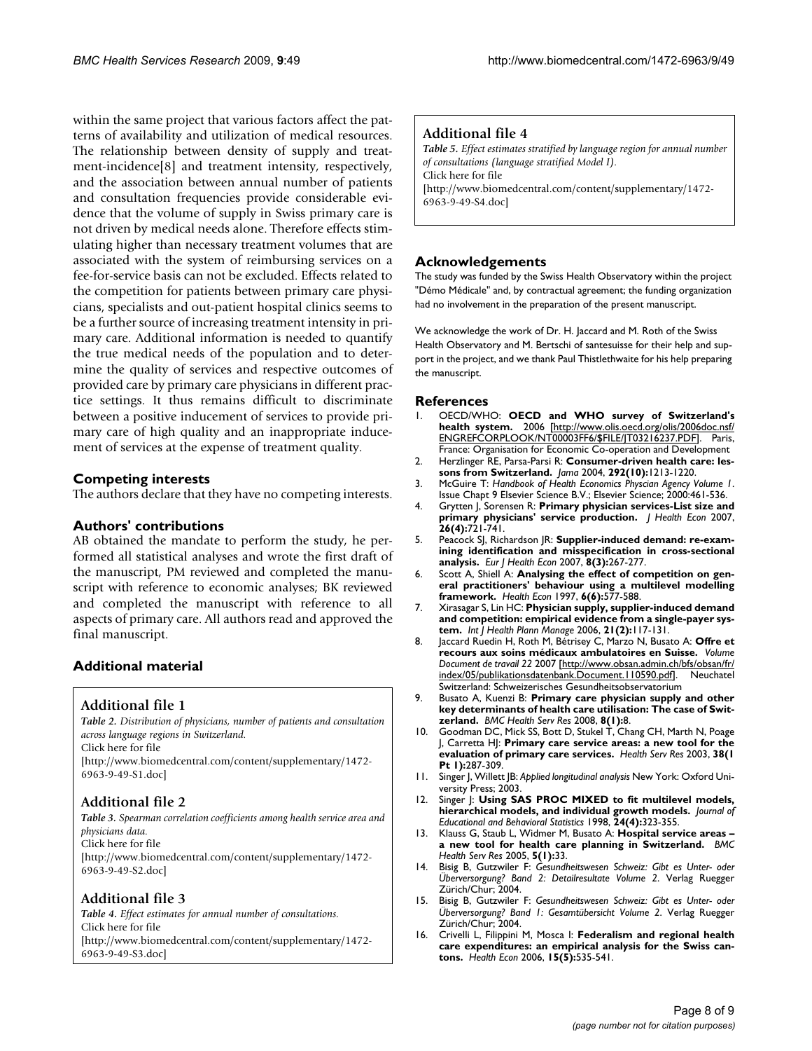within the same project that various factors affect the patterns of availability and utilization of medical resources. The relationship between density of supply and treatment-incidence[8] and treatment intensity, respectively, and the association between annual number of patients and consultation frequencies provide considerable evidence that the volume of supply in Swiss primary care is not driven by medical needs alone. Therefore effects stimulating higher than necessary treatment volumes that are associated with the system of reimbursing services on a fee-for-service basis can not be excluded. Effects related to the competition for patients between primary care physicians, specialists and out-patient hospital clinics seems to be a further source of increasing treatment intensity in primary care. Additional information is needed to quantify the true medical needs of the population and to determine the quality of services and respective outcomes of provided care by primary care physicians in different practice settings. It thus remains difficult to discriminate between a positive inducement of services to provide primary care of high quality and an inappropriate inducement of services at the expense of treatment quality.

## Competing interests

The authors declare that they have no competing interests.

## Authors' contributions

AB obtained the mandate to perform the study, he performed all statistical analyses and wrote the first draft of the manuscript, PM reviewed and completed the manuscript with reference to economic analyses; BK reviewed and completed the manuscript with reference to all aspects of primary care. All authors read and approved the final manuscript.

## Additional material

### Additional file 1

*Table 2. Distribution of physicians, number of patients and consultation across language regions in Switzerland.*
Click here for file
[http://www.biomedcentral.com/content/supplementary/1472-6963-9-49-S1.doc]

### Additional file 2

*Table 3. Spearman correlation coefficients among health service area and physicians data.*
Click here for file
[http://www.biomedcentral.com/content/supplementary/1472-6963-9-49-S2.doc]

### Additional file 3

*Table 4. Effect estimates for annual number of consultations.*
Click here for file
[http://www.biomedcentral.com/content/supplementary/1472-6963-9-49-S3.doc]

### Additional file 4

*Table 5. Effect estimates stratified by language region for annual number of consultations (language stratified Model I).*
Click here for file
[http://www.biomedcentral.com/content/supplementary/1472-6963-9-49-S4.doc]

## Acknowledgements

The study was funded by the Swiss Health Observatory within the project "Démo Médicale" and, by contractual agreement; the funding organization had no involvement in the preparation of the present manuscript.

We acknowledge the work of Dr. H. Jaccard and M. Roth of the Swiss Health Observatory and M. Bertschi of santesuisse for their help and support in the project, and we thank Paul Thistlethwaite for his help preparing the manuscript.

## References

1. OECD/WHO: **OECD and WHO survey of Switzerland's health system.** 2006 [http://www.olis.oecd.org/olis/2006doc.nsf/ENGREFCORPLOOK/NT00003FF6/$FILE/JT03216237.PDF]. Paris, France: Organisation for Economic Co-operation and Development
2. Herzlinger RE, Parsa-Parsi R: **Consumer-driven health care: lessons from Switzerland.** *Jama* 2004, **292(10):**1213-1220.
3. McGuire T: *Handbook of Health Economics Physcian Agency Volume 1*. Issue Chapt 9 Elsevier Science B.V.; Elsevier Science; 2000:461-536.
4. Grytten J, Sorensen R: **Primary physician services-List size and primary physicians' service production.** *J Health Econ* 2007, **26(4):**721-741.
5. Peacock SJ, Richardson JR: **Supplier-induced demand: re-examining identification and misspecification in cross-sectional analysis.** *Eur J Health Econ* 2007, **8(3):**267-277.
6. Scott A, Shiell A: **Analysing the effect of competition on general practitioners' behaviour using a multilevel modelling framework.** *Health Econ* 1997, **6(6):**577-588.
7. Xirasagar S, Lin HC: **Physician supply, supplier-induced demand and competition: empirical evidence from a single-payer system.** *Int J Health Plann Manage* 2006, **21(2):**117-131.
8. Jaccard Ruedin H, Roth M, Bétrisey C, Marzo N, Busato A: **Offre et recours aux soins médicaux ambulatoires en Suisse.** *Volume Document de travail 22* 2007 [http://www.obsan.admin.ch/bfs/obsan/fr/index/05/publikationsdatenbank.Document.110590.pdf]. Neuchatel Switzerland: Schweizerisches Gesundheitsobservatorium
9. Busato A, Kuenzi B: **Primary care physician supply and other key determinants of health care utilisation: The case of Switzerland.** *BMC Health Serv Res* 2008, **8(1):**8.
10. Goodman DC, Mick SS, Bott D, Stukel T, Chang CH, Marth N, Poage J, Carretta HJ: **Primary care service areas: a new tool for the evaluation of primary care services.** *Health Serv Res* 2003, **38(1 Pt 1):**287-309.
11. Singer J, Willett JB: *Applied longitudinal analysis* New York: Oxford University Press; 2003.
12. Singer J: **Using SAS PROC MIXED to fit multilevel models, hierarchical models, and individual growth models.** *Journal of Educational and Behavioral Statistics* 1998, **24(4):**323-355.
13. Klauss G, Staub L, Widmer M, Busato A: **Hospital service areas – a new tool for health care planning in Switzerland.** *BMC Health Serv Res* 2005, **5(1):**33.
14. Bisig B, Gutzwiler F: *Gesundheitswesen Schweiz: Gibt es Unter- oder Überversorgung? Band 2: Detailresultate Volume 2*. Verlag Ruegger Zürich/Chur; 2004.
15. Bisig B, Gutzwiler F: *Gesundheitswesen Schweiz: Gibt es Unter- oder Überversorgung? Band 1: Gesamtübersicht Volume 2*. Verlag Ruegger Zürich/Chur; 2004.
16. Crivelli L, Filippini M, Mosca I: **Federalism and regional health care expenditures: an empirical analysis for the Swiss cantons.** *Health Econ* 2006, **15(5):**535-541.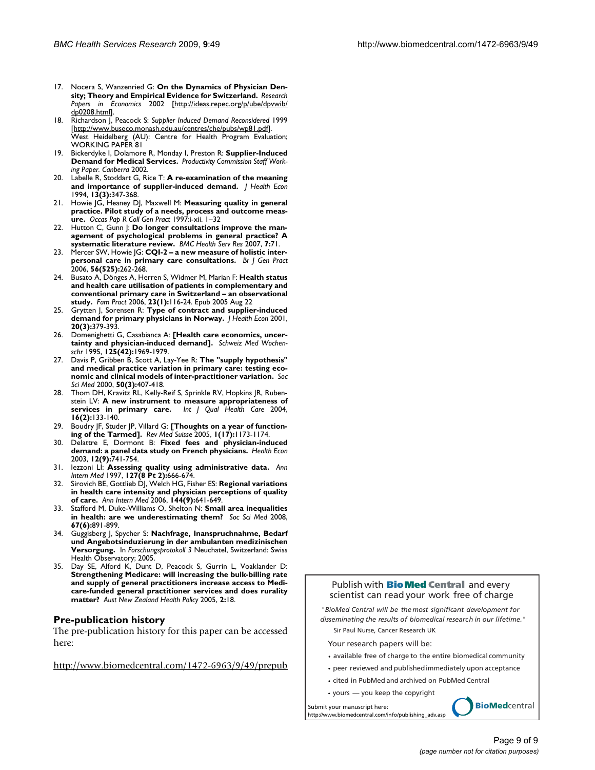17. Nocera S, Wanzenried G: **On the Dynamics of Physician Density; Theory and Empirical Evidence for Switzerland.** *Research Papers in Economics* 2002 [http://ideas.repec.org/p/ube/dpvwib/dp0208.html].
18. Richardson J, Peacock S: *Supplier Induced Demand Reconsidered* 1999 [http://www.buseco.monash.edu.au/centres/che/pubs/wp81.pdf]. West Heidelberg (AU): Centre for Health Program Evaluation; WORKING PAPER 81
19. Bickerdyke I, Dolamore R, Monday I, Preston R: **Supplier-Induced Demand for Medical Services.** *Productivity Commission Staff Working Paper. Canberra* 2002.
20. Labelle R, Stoddart G, Rice T: **A re-examination of the meaning and importance of supplier-induced demand.** *J Health Econ* 1994, **13(3):**347-368.
21. Howie JG, Heaney DJ, Maxwell M: **Measuring quality in general practice. Pilot study of a needs, process and outcome measure.** *Occas Pap R Coll Gen Pract* 1997:i-xii. 1–32
22. Hutton C, Gunn J: **Do longer consultations improve the management of psychological problems in general practice? A systematic literature review.** *BMC Health Serv Res* 2007, **7:**71.
23. Mercer SW, Howie JG: **CQI-2 – a new measure of holistic interpersonal care in primary care consultations.** *Br J Gen Pract* 2006, **56(525):**262-268.
24. Busato A, Dönges A, Herren S, Widmer M, Marian F: **Health status and health care utilisation of patients in complementary and conventional primary care in Switzerland – an observational study.** *Fam Pract* 2006, **23(1):**116-24. Epub 2005 Aug 22
25. Grytten J, Sorensen R: **Type of contract and supplier-induced demand for primary physicians in Norway.** *J Health Econ* 2001, **20(3):**379-393.
26. Domenighetti G, Casabianca A: **[Health care economics, uncertainty and physician-induced demand].** *Schweiz Med Wochenschr* 1995, **125(42):**1969-1979.
27. Davis P, Gribben B, Scott A, Lay-Yee R: **The "supply hypothesis" and medical practice variation in primary care: testing economic and clinical models of inter-practitioner variation.** *Soc Sci Med* 2000, **50(3):**407-418.
28. Thom DH, Kravitz RL, Kelly-Reif S, Sprinkle RV, Hopkins JR, Rubenstein LV: **A new instrument to measure appropriateness of services in primary care.** *Int J Qual Health Care* 2004, **16(2):**133-140.
29. Boudry JF, Studer JP, Villard G: **[Thoughts on a year of functioning of the Tarmed].** *Rev Med Suisse* 2005, **1(17):**1173-1174.
30. Delattre E, Dormont B: **Fixed fees and physician-induced demand: a panel data study on French physicians.** *Health Econ* 2003, **12(9):**741-754.
31. Iezzoni LI: **Assessing quality using administrative data.** *Ann Intern Med* 1997, **127(8 Pt 2):**666-674.
32. Sirovich BE, Gottlieb DJ, Welch HG, Fisher ES: **Regional variations in health care intensity and physician perceptions of quality of care.** *Ann Intern Med* 2006, **144(9):**641-649.
33. Stafford M, Duke-Williams O, Shelton N: **Small area inequalities in health: are we underestimating them?** *Soc Sci Med* 2008, **67(6):**891-899.
34. Guggisberg J, Spycher S: **Nachfrage, Inanspruchnahme, Bedarf und Angebotsinduzierung in der ambulanten medizinischen Versorgung.** In *Forschungsprotokoll 3* Neuchatel, Switzerland: Swiss Health Observatory; 2005.
35. Day SE, Alford K, Dunt D, Peacock S, Gurrin L, Voaklander D: **Strengthening Medicare: will increasing the bulk-billing rate and supply of general practitioners increase access to Medicare-funded general practitioner services and does rurality matter?** *Aust New Zealand Health Policy* 2005, **2:**18.

## Pre-publication history

The pre-publication history for this paper can be accessed here:

http://www.biomedcentral.com/1472-6963/9/49/prepub

Publish with **BioMed Central** and every scientist can read your work free of charge

*"BioMed Central will be the most significant development for disseminating the results of biomedical research in our lifetime."*

Sir Paul Nurse, Cancer Research UK

Your research papers will be:

- available free of charge to the entire biomedical community
- peer reviewed and published immediately upon acceptance
- cited in PubMed and archived on PubMed Central
- yours — you keep the copyright

Submit your manuscript here:
http://www.biomedcentral.com/info/publishing_adv.asp

BioMedcentral